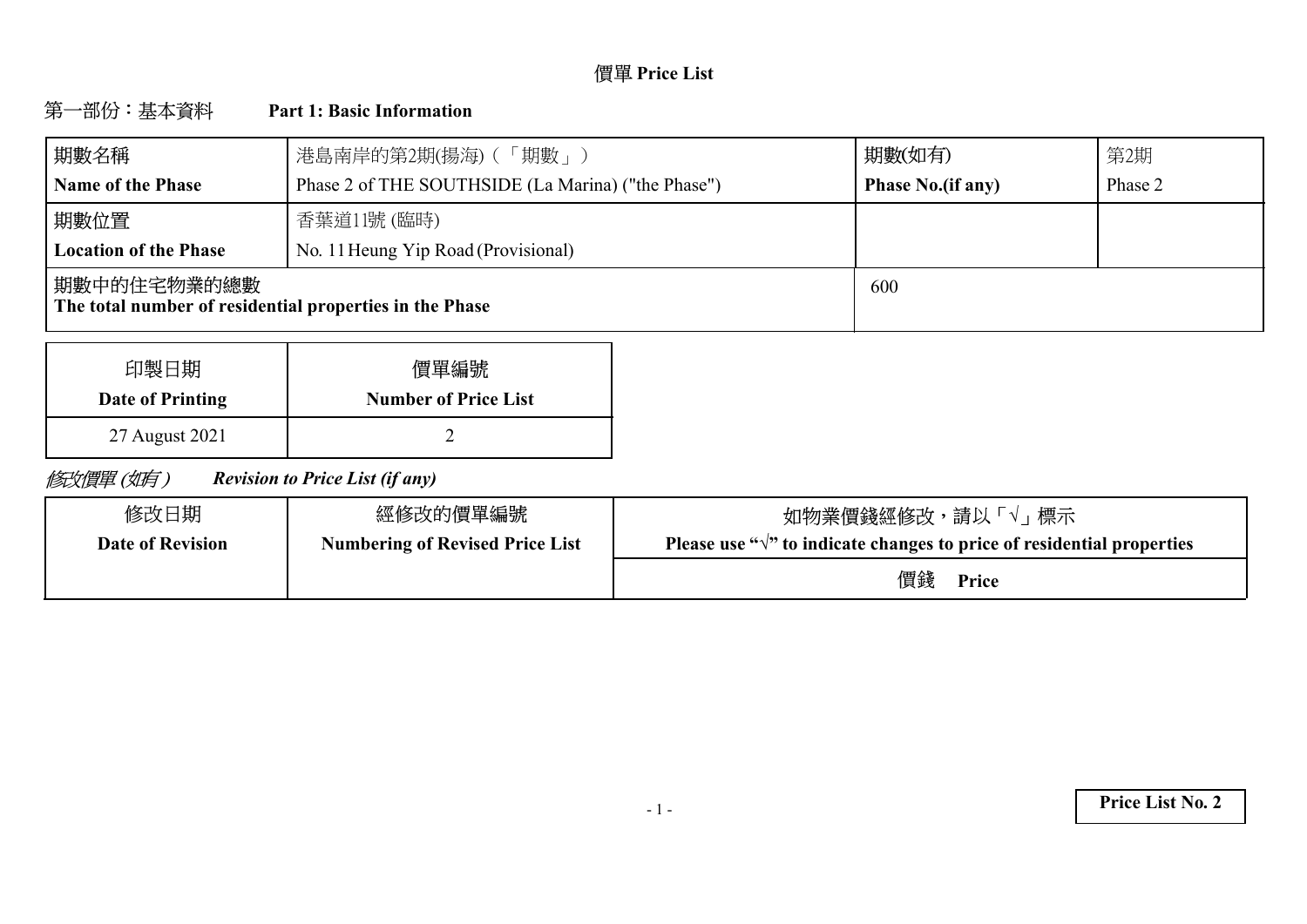# 價單 Price List

## 第一部份：基本資料 Part 1: Basic Information

| 期數名稱<br>**Name of the Phase** | 港島南岸的第2期(揚海)（「期數」）<br>Phase 2 of THE SOUTHSIDE (La Marina) ("the Phase") | 期數(如有)<br>**Phase No.(if any)** | 第2期<br>Phase 2 |
|---|---|---|---|
| 期數位置<br>**Location of the Phase** | 香葉道11號 (臨時)<br>No. 11 Heung Yip Road (Provisional) | | |
| 期數中的住宅物業的總數<br>**The total number of residential properties in the Phase** | | 600 | |

| 印製日期<br>**Date of Printing** | 價單編號<br>**Number of Price List** |
|---|---|
| 27 August 2021 | 2 |

*修改價單 (如有) Revision to Price List (if any)*

| 修改日期<br>**Date of Revision** | 經修改的價單編號<br>**Numbering of Revised Price List** | 如物業價錢經修改，請以「√」標示<br>**Please use "√" to indicate changes to price of residential properties** |
|---|---|---|
| | | 價錢 **Price** |

**Price List No. 2**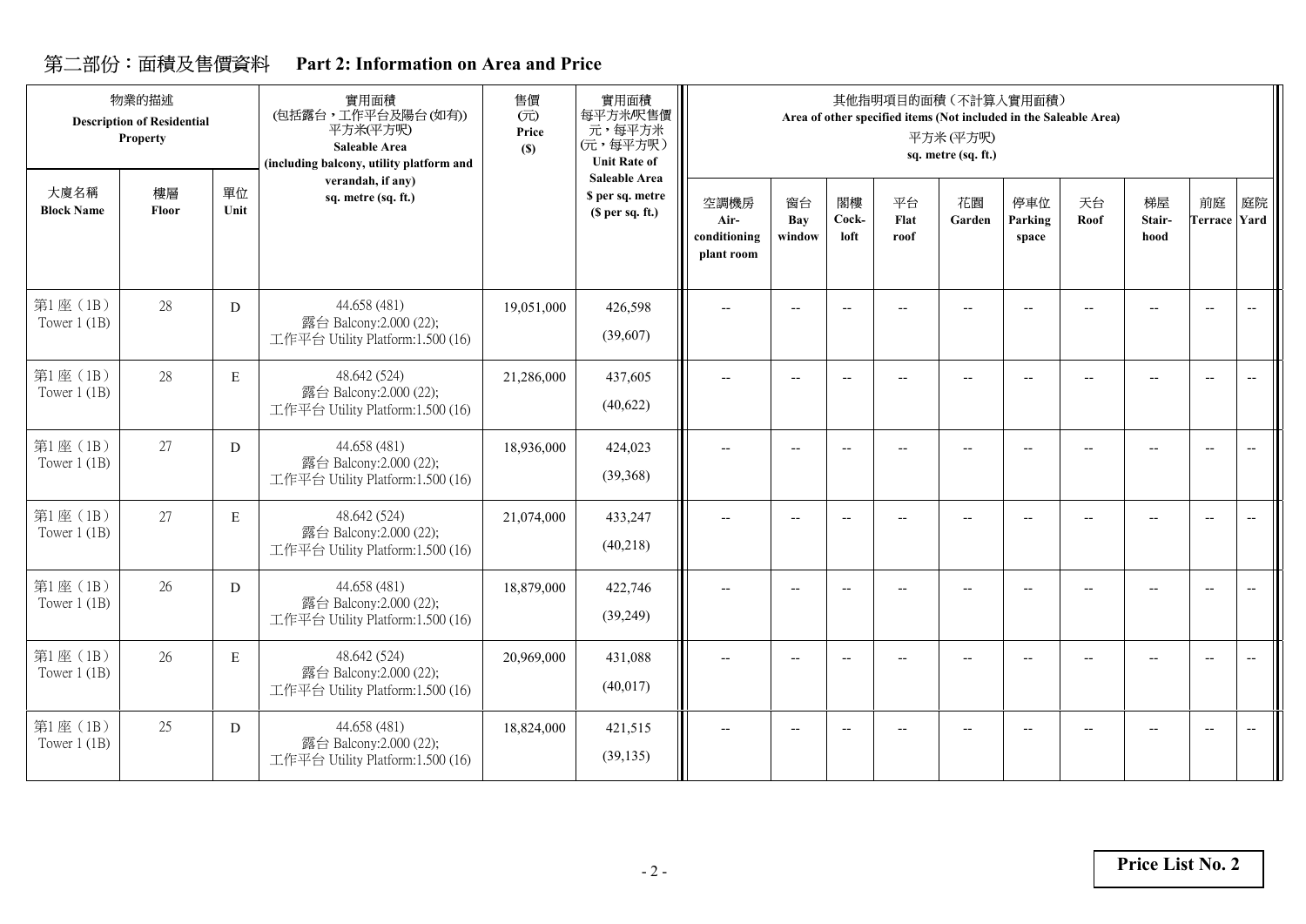# 第二部份：面積及售價資料 Part 2: Information on Area and Price

| 物業的描述 Description of Residential Property | | | 實用面積 (包括露台，工作平台及陽台(如有)) 平方米(平方呎) Saleable Area (including balcony, utility platform and verandah, if any) sq. metre (sq. ft.) | 售價 (元) Price ($) | 實用面積 每平方米/呎售價 元，每平方米 (元，每平方呎) Unit Rate of Saleable Area $ per sq. metre ($ per sq. ft.) | 其他指明項目的面積（不計算入實用面積） Area of other specified items (Not included in the Saleable Area) 平方米 (平方呎) sq. metre (sq. ft.) | | | | | | | | | |
|---|---|---|---|---|---|---|---|---|---|---|---|---|---|---|---|
| 大廈名稱 Block Name | 樓層 Floor | 單位 Unit | | | | 空調機房 Air-conditioning plant room | 窗台 Bay window | 閣樓 Cock-loft | 平台 Flat roof | 花園 Garden | 停車位 Parking space | 天台 Roof | 梯屋 Stair-hood | 前庭 Terrace | 庭院 Yard |
| 第1座（1B） Tower 1 (1B) | 28 | D | 44.658 (481) 露台 Balcony:2.000 (22); 工作平台 Utility Platform:1.500 (16) | 19,051,000 | 426,598 (39,607) | -- | -- | -- | -- | -- | -- | -- | -- | -- | -- |
| 第1座（1B） Tower 1 (1B) | 28 | E | 48.642 (524) 露台 Balcony:2.000 (22); 工作平台 Utility Platform:1.500 (16) | 21,286,000 | 437,605 (40,622) | -- | -- | -- | -- | -- | -- | -- | -- | -- | -- |
| 第1座（1B） Tower 1 (1B) | 27 | D | 44.658 (481) 露台 Balcony:2.000 (22); 工作平台 Utility Platform:1.500 (16) | 18,936,000 | 424,023 (39,368) | -- | -- | -- | -- | -- | -- | -- | -- | -- | -- |
| 第1座（1B） Tower 1 (1B) | 27 | E | 48.642 (524) 露台 Balcony:2.000 (22); 工作平台 Utility Platform:1.500 (16) | 21,074,000 | 433,247 (40,218) | -- | -- | -- | -- | -- | -- | -- | -- | -- | -- |
| 第1座（1B） Tower 1 (1B) | 26 | D | 44.658 (481) 露台 Balcony:2.000 (22); 工作平台 Utility Platform:1.500 (16) | 18,879,000 | 422,746 (39,249) | -- | -- | -- | -- | -- | -- | -- | -- | -- | -- |
| 第1座（1B） Tower 1 (1B) | 26 | E | 48.642 (524) 露台 Balcony:2.000 (22); 工作平台 Utility Platform:1.500 (16) | 20,969,000 | 431,088 (40,017) | -- | -- | -- | -- | -- | -- | -- | -- | -- | -- |
| 第1座（1B） Tower 1 (1B) | 25 | D | 44.658 (481) 露台 Balcony:2.000 (22); 工作平台 Utility Platform:1.500 (16) | 18,824,000 | 421,515 (39,135) | -- | -- | -- | -- | -- | -- | -- | -- | -- | -- |

**Price List No. 2**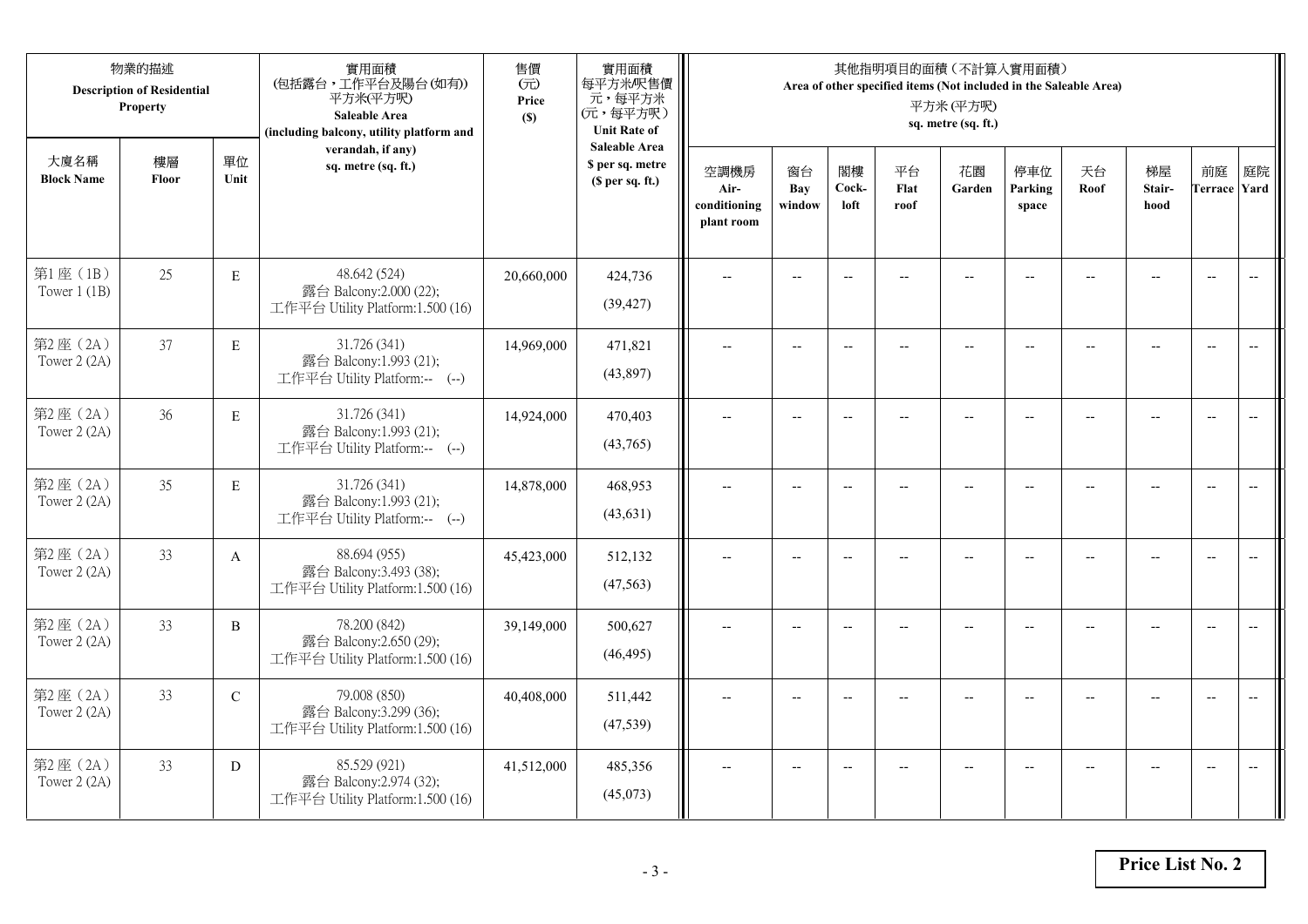| 物業的描述 Description of Residential Property | | | 實用面積 (包括露台，工作平台及陽台(如有)) 平方米(平方呎) Saleable Area (including balcony, utility platform and verandah, if any) sq. metre (sq. ft.) | 售價 (元) Price ($) | 實用面積 每平方米/呎售價 元，每平方米 (元，每平方呎) Unit Rate of Saleable Area $ per sq. metre ($ per sq. ft.) | 其他指明項目的面積（不計算入實用面積） Area of other specified items (Not included in the Saleable Area) 平方米 (平方呎) sq. metre (sq. ft.) | | | | | | | | | |
|---|---|---|---|---|---|---|---|---|---|---|---|---|---|---|---|
| 大廈名稱 Block Name | 樓層 Floor | 單位 Unit | | | | 空調機房 Air-conditioning plant room | 窗台 Bay window | 閣樓 Cock-loft | 平台 Flat roof | 花園 Garden | 停車位 Parking space | 天台 Roof | 梯屋 Stair-hood | 前庭 Terrace | 庭院 Yard |
| 第1座（1B） Tower 1 (1B) | 25 | E | 48.642 (524) 露台 Balcony:2.000 (22); 工作平台 Utility Platform:1.500 (16) | 20,660,000 | 424,736 (39,427) | -- | -- | -- | -- | -- | -- | -- | -- | -- | -- |
| 第2座（2A） Tower 2 (2A) | 37 | E | 31.726 (341) 露台 Balcony:1.993 (21); 工作平台 Utility Platform:-- (--) | 14,969,000 | 471,821 (43,897) | -- | -- | -- | -- | -- | -- | -- | -- | -- | -- |
| 第2座（2A） Tower 2 (2A) | 36 | E | 31.726 (341) 露台 Balcony:1.993 (21); 工作平台 Utility Platform:-- (--) | 14,924,000 | 470,403 (43,765) | -- | -- | -- | -- | -- | -- | -- | -- | -- | -- |
| 第2座（2A） Tower 2 (2A) | 35 | E | 31.726 (341) 露台 Balcony:1.993 (21); 工作平台 Utility Platform:-- (--) | 14,878,000 | 468,953 (43,631) | -- | -- | -- | -- | -- | -- | -- | -- | -- | -- |
| 第2座（2A） Tower 2 (2A) | 33 | A | 88.694 (955) 露台 Balcony:3.493 (38); 工作平台 Utility Platform:1.500 (16) | 45,423,000 | 512,132 (47,563) | -- | -- | -- | -- | -- | -- | -- | -- | -- | -- |
| 第2座（2A） Tower 2 (2A) | 33 | B | 78.200 (842) 露台 Balcony:2.650 (29); 工作平台 Utility Platform:1.500 (16) | 39,149,000 | 500,627 (46,495) | -- | -- | -- | -- | -- | -- | -- | -- | -- | -- |
| 第2座（2A） Tower 2 (2A) | 33 | C | 79.008 (850) 露台 Balcony:3.299 (36); 工作平台 Utility Platform:1.500 (16) | 40,408,000 | 511,442 (47,539) | -- | -- | -- | -- | -- | -- | -- | -- | -- | -- |
| 第2座（2A） Tower 2 (2A) | 33 | D | 85.529 (921) 露台 Balcony:2.974 (32); 工作平台 Utility Platform:1.500 (16) | 41,512,000 | 485,356 (45,073) | -- | -- | -- | -- | -- | -- | -- | -- | -- | -- |

**Price List No. 2**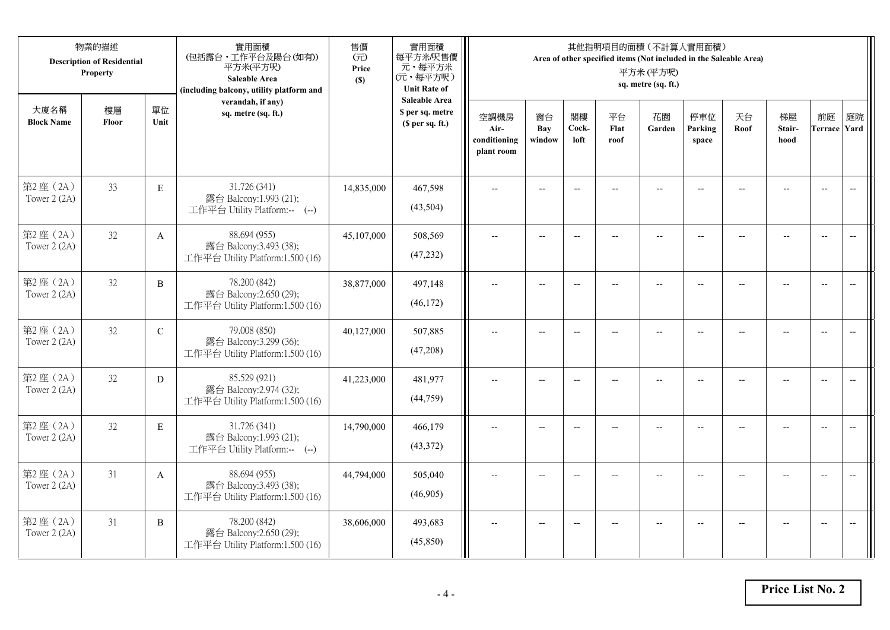| 物業的描述 Description of Residential Property | | | 實用面積 (包括露台，工作平台及陽台(如有)) 平方米(平方呎) Saleable Area (including balcony, utility platform and verandah, if any) sq. metre (sq. ft.) | 售價 (元) Price ($) | 實用面積 每平方米/呎售價 元，每平方米 (元，每平方呎) Unit Rate of Saleable Area $ per sq. metre ($ per sq. ft.) | 其他指明項目的面積（不計算入實用面積） Area of other specified items (Not included in the Saleable Area) 平方米 (平方呎) sq. metre (sq. ft.) | | | | | | | | | |
|---|---|---|---|---|---|---|---|---|---|---|---|---|---|---|---|
| 大廈名稱 Block Name | 樓層 Floor | 單位 Unit | | | | 空調機房 Air-conditioning plant room | 窗台 Bay window | 閣樓 Cock-loft | 平台 Flat roof | 花園 Garden | 停車位 Parking space | 天台 Roof | 梯屋 Stair-hood | 前庭 Terrace | 庭院 Yard |
| 第2座（2A） Tower 2 (2A) | 33 | E | 31.726 (341) 露台 Balcony:1.993 (21); 工作平台 Utility Platform:-- (--) | 14,835,000 | 467,598 (43,504) | -- | -- | -- | -- | -- | -- | -- | -- | -- | -- |
| 第2座（2A） Tower 2 (2A) | 32 | A | 88.694 (955) 露台 Balcony:3.493 (38); 工作平台 Utility Platform:1.500 (16) | 45,107,000 | 508,569 (47,232) | -- | -- | -- | -- | -- | -- | -- | -- | -- | -- |
| 第2座（2A） Tower 2 (2A) | 32 | B | 78.200 (842) 露台 Balcony:2.650 (29); 工作平台 Utility Platform:1.500 (16) | 38,877,000 | 497,148 (46,172) | -- | -- | -- | -- | -- | -- | -- | -- | -- | -- |
| 第2座（2A） Tower 2 (2A) | 32 | C | 79.008 (850) 露台 Balcony:3.299 (36); 工作平台 Utility Platform:1.500 (16) | 40,127,000 | 507,885 (47,208) | -- | -- | -- | -- | -- | -- | -- | -- | -- | -- |
| 第2座（2A） Tower 2 (2A) | 32 | D | 85.529 (921) 露台 Balcony:2.974 (32); 工作平台 Utility Platform:1.500 (16) | 41,223,000 | 481,977 (44,759) | -- | -- | -- | -- | -- | -- | -- | -- | -- | -- |
| 第2座（2A） Tower 2 (2A) | 32 | E | 31.726 (341) 露台 Balcony:1.993 (21); 工作平台 Utility Platform:-- (--) | 14,790,000 | 466,179 (43,372) | -- | -- | -- | -- | -- | -- | -- | -- | -- | -- |
| 第2座（2A） Tower 2 (2A) | 31 | A | 88.694 (955) 露台 Balcony:3.493 (38); 工作平台 Utility Platform:1.500 (16) | 44,794,000 | 505,040 (46,905) | -- | -- | -- | -- | -- | -- | -- | -- | -- | -- |
| 第2座（2A） Tower 2 (2A) | 31 | B | 78.200 (842) 露台 Balcony:2.650 (29); 工作平台 Utility Platform:1.500 (16) | 38,606,000 | 493,683 (45,850) | -- | -- | -- | -- | -- | -- | -- | -- | -- | -- |

**Price List No. 2**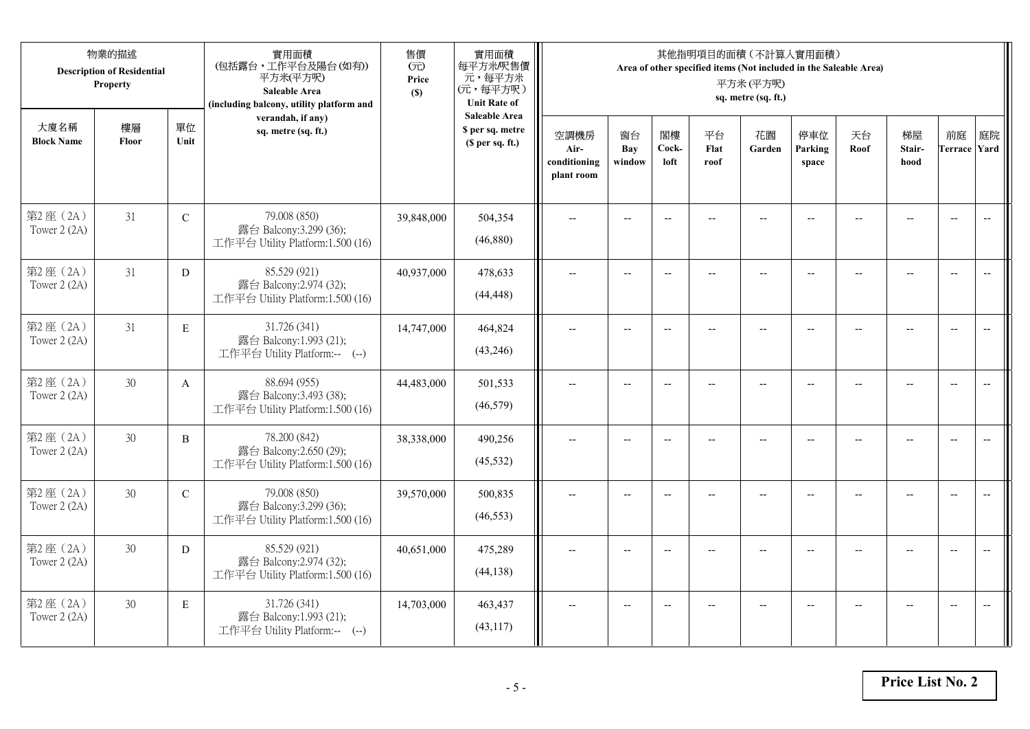| 物業的描述 Description of Residential Property | | | 實用面積 (包括露台，工作平台及陽台(如有)) 平方米(平方呎) Saleable Area (including balcony, utility platform and verandah, if any) sq. metre (sq. ft.) | 售價 (元) Price ($) | 實用面積 每平方米/呎售價 元，每平方米 (元，每平方呎) Unit Rate of Saleable Area $ per sq. metre ($ per sq. ft.) | 其他指明項目的面積（不計算入實用面積） Area of other specified items (Not included in the Saleable Area) 平方米 (平方呎) sq. metre (sq. ft.) | | | | | | | | | |
|---|---|---|---|---|---|---|---|---|---|---|---|---|---|---|---|
| 大廈名稱 Block Name | 樓層 Floor | 單位 Unit | | | | 空調機房 Air-conditioning plant room | 窗台 Bay window | 閣樓 Cock-loft | 平台 Flat roof | 花園 Garden | 停車位 Parking space | 天台 Roof | 梯屋 Stair-hood | 前庭 Terrace | 庭院 Yard |
| 第2座（2A） Tower 2 (2A) | 31 | C | 79.008 (850) 露台 Balcony:3.299 (36); 工作平台 Utility Platform:1.500 (16) | 39,848,000 | 504,354 (46,880) | -- | -- | -- | -- | -- | -- | -- | -- | -- | -- |
| 第2座（2A） Tower 2 (2A) | 31 | D | 85.529 (921) 露台 Balcony:2.974 (32); 工作平台 Utility Platform:1.500 (16) | 40,937,000 | 478,633 (44,448) | -- | -- | -- | -- | -- | -- | -- | -- | -- | -- |
| 第2座（2A） Tower 2 (2A) | 31 | E | 31.726 (341) 露台 Balcony:1.993 (21); 工作平台 Utility Platform:-- (--) | 14,747,000 | 464,824 (43,246) | -- | -- | -- | -- | -- | -- | -- | -- | -- | -- |
| 第2座（2A） Tower 2 (2A) | 30 | A | 88.694 (955) 露台 Balcony:3.493 (38); 工作平台 Utility Platform:1.500 (16) | 44,483,000 | 501,533 (46,579) | -- | -- | -- | -- | -- | -- | -- | -- | -- | -- |
| 第2座（2A） Tower 2 (2A) | 30 | B | 78.200 (842) 露台 Balcony:2.650 (29); 工作平台 Utility Platform:1.500 (16) | 38,338,000 | 490,256 (45,532) | -- | -- | -- | -- | -- | -- | -- | -- | -- | -- |
| 第2座（2A） Tower 2 (2A) | 30 | C | 79.008 (850) 露台 Balcony:3.299 (36); 工作平台 Utility Platform:1.500 (16) | 39,570,000 | 500,835 (46,553) | -- | -- | -- | -- | -- | -- | -- | -- | -- | -- |
| 第2座（2A） Tower 2 (2A) | 30 | D | 85.529 (921) 露台 Balcony:2.974 (32); 工作平台 Utility Platform:1.500 (16) | 40,651,000 | 475,289 (44,138) | -- | -- | -- | -- | -- | -- | -- | -- | -- | -- |
| 第2座（2A） Tower 2 (2A) | 30 | E | 31.726 (341) 露台 Balcony:1.993 (21); 工作平台 Utility Platform:-- (--) | 14,703,000 | 463,437 (43,117) | -- | -- | -- | -- | -- | -- | -- | -- | -- | -- |

**Price List No. 2**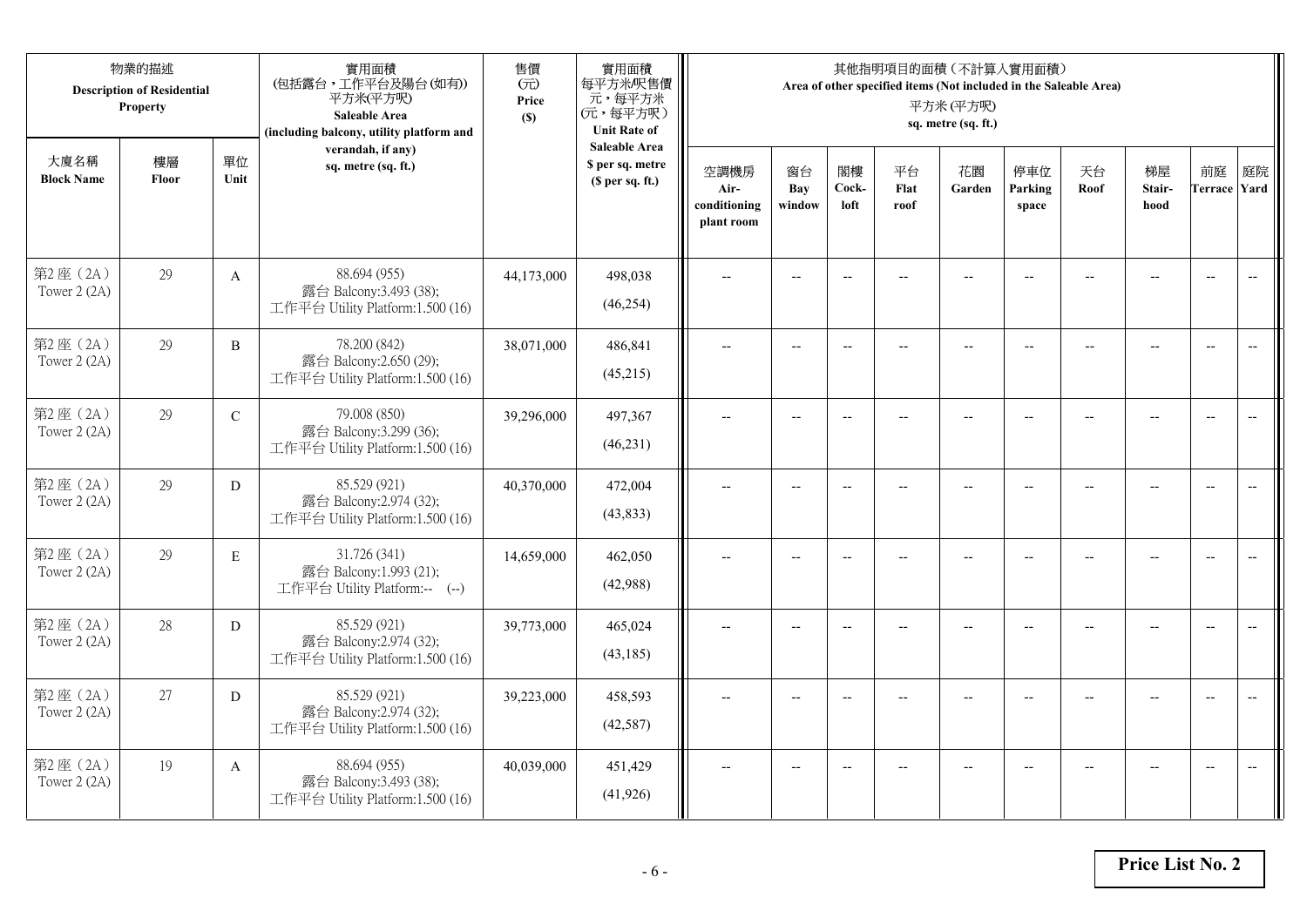| 物業的描述 Description of Residential Property | | | 實用面積 (包括露台，工作平台及陽台(如有)) 平方米(平方呎) Saleable Area (including balcony, utility platform and verandah, if any) sq. metre (sq. ft.) | 售價 (元) Price ($) | 實用面積 每平方米/呎售價 元，每平方米 (元，每平方呎) Unit Rate of Saleable Area $ per sq. metre ($ per sq. ft.) | 其他指明項目的面積（不計算入實用面積） Area of other specified items (Not included in the Saleable Area) 平方米 (平方呎) sq. metre (sq. ft.) | | | | | | | | | |
|---|---|---|---|---|---|---|---|---|---|---|---|---|---|---|---|
| 大廈名稱 Block Name | 樓層 Floor | 單位 Unit | | | | 空調機房 Air-conditioning plant room | 窗台 Bay window | 閣樓 Cock-loft | 平台 Flat roof | 花園 Garden | 停車位 Parking space | 天台 Roof | 梯屋 Stair-hood | 前庭 Terrace | 庭院 Yard |
| 第2座（2A） Tower 2 (2A) | 29 | A | 88.694 (955) 露台 Balcony:3.493 (38); 工作平台 Utility Platform:1.500 (16) | 44,173,000 | 498,038 (46,254) | -- | -- | -- | -- | -- | -- | -- | -- | -- | -- |
| 第2座（2A） Tower 2 (2A) | 29 | B | 78.200 (842) 露台 Balcony:2.650 (29); 工作平台 Utility Platform:1.500 (16) | 38,071,000 | 486,841 (45,215) | -- | -- | -- | -- | -- | -- | -- | -- | -- | -- |
| 第2座（2A） Tower 2 (2A) | 29 | C | 79.008 (850) 露台 Balcony:3.299 (36); 工作平台 Utility Platform:1.500 (16) | 39,296,000 | 497,367 (46,231) | -- | -- | -- | -- | -- | -- | -- | -- | -- | -- |
| 第2座（2A） Tower 2 (2A) | 29 | D | 85.529 (921) 露台 Balcony:2.974 (32); 工作平台 Utility Platform:1.500 (16) | 40,370,000 | 472,004 (43,833) | -- | -- | -- | -- | -- | -- | -- | -- | -- | -- |
| 第2座（2A） Tower 2 (2A) | 29 | E | 31.726 (341) 露台 Balcony:1.993 (21); 工作平台 Utility Platform:-- (--) | 14,659,000 | 462,050 (42,988) | -- | -- | -- | -- | -- | -- | -- | -- | -- | -- |
| 第2座（2A） Tower 2 (2A) | 28 | D | 85.529 (921) 露台 Balcony:2.974 (32); 工作平台 Utility Platform:1.500 (16) | 39,773,000 | 465,024 (43,185) | -- | -- | -- | -- | -- | -- | -- | -- | -- | -- |
| 第2座（2A） Tower 2 (2A) | 27 | D | 85.529 (921) 露台 Balcony:2.974 (32); 工作平台 Utility Platform:1.500 (16) | 39,223,000 | 458,593 (42,587) | -- | -- | -- | -- | -- | -- | -- | -- | -- | -- |
| 第2座（2A） Tower 2 (2A) | 19 | A | 88.694 (955) 露台 Balcony:3.493 (38); 工作平台 Utility Platform:1.500 (16) | 40,039,000 | 451,429 (41,926) | -- | -- | -- | -- | -- | -- | -- | -- | -- | -- |

**Price List No. 2**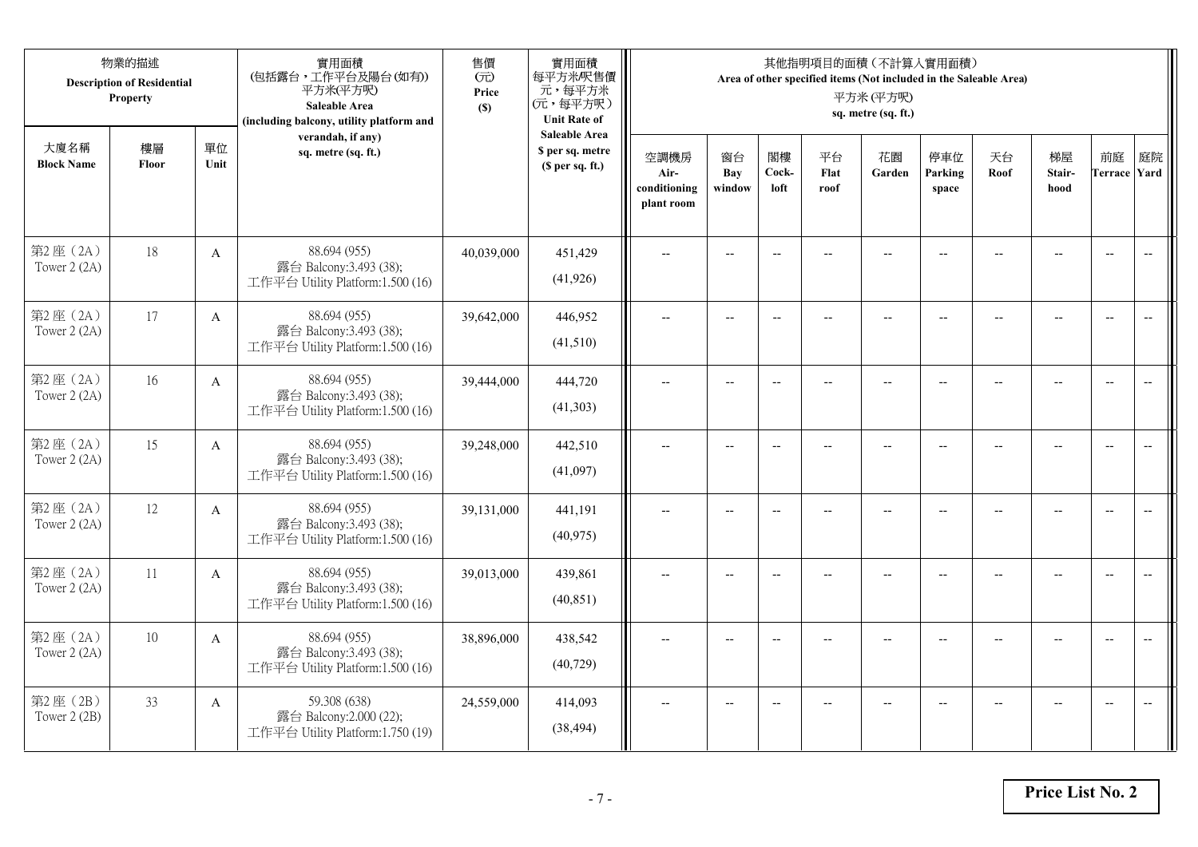| 物業的描述 Description of Residential Property | | | 實用面積 (包括露台，工作平台及陽台(如有)) 平方米(平方呎) Saleable Area (including balcony, utility platform and verandah, if any) sq. metre (sq. ft.) | 售價 (元) Price ($) | 實用面積 每平方米/呎售價 元，每平方米 (元，每平方呎) Unit Rate of Saleable Area $ per sq. metre ($ per sq. ft.) | 其他指明項目的面積（不計算入實用面積） Area of other specified items (Not included in the Saleable Area) 平方米 (平方呎) sq. metre (sq. ft.) | | | | | | | | | |
|---|---|---|---|---|---|---|---|---|---|---|---|---|---|---|---|
| 大廈名稱 Block Name | 樓層 Floor | 單位 Unit | | | | 空調機房 Air-conditioning plant room | 窗台 Bay window | 閣樓 Cock-loft | 平台 Flat roof | 花園 Garden | 停車位 Parking space | 天台 Roof | 梯屋 Stair-hood | 前庭 Terrace | 庭院 Yard |
| 第2座（2A） Tower 2 (2A) | 18 | A | 88.694 (955) 露台 Balcony:3.493 (38); 工作平台 Utility Platform:1.500 (16) | 40,039,000 | 451,429 (41,926) | -- | -- | -- | -- | -- | -- | -- | -- | -- | -- |
| 第2座（2A） Tower 2 (2A) | 17 | A | 88.694 (955) 露台 Balcony:3.493 (38); 工作平台 Utility Platform:1.500 (16) | 39,642,000 | 446,952 (41,510) | -- | -- | -- | -- | -- | -- | -- | -- | -- | -- |
| 第2座（2A） Tower 2 (2A) | 16 | A | 88.694 (955) 露台 Balcony:3.493 (38); 工作平台 Utility Platform:1.500 (16) | 39,444,000 | 444,720 (41,303) | -- | -- | -- | -- | -- | -- | -- | -- | -- | -- |
| 第2座（2A） Tower 2 (2A) | 15 | A | 88.694 (955) 露台 Balcony:3.493 (38); 工作平台 Utility Platform:1.500 (16) | 39,248,000 | 442,510 (41,097) | -- | -- | -- | -- | -- | -- | -- | -- | -- | -- |
| 第2座（2A） Tower 2 (2A) | 12 | A | 88.694 (955) 露台 Balcony:3.493 (38); 工作平台 Utility Platform:1.500 (16) | 39,131,000 | 441,191 (40,975) | -- | -- | -- | -- | -- | -- | -- | -- | -- | -- |
| 第2座（2A） Tower 2 (2A) | 11 | A | 88.694 (955) 露台 Balcony:3.493 (38); 工作平台 Utility Platform:1.500 (16) | 39,013,000 | 439,861 (40,851) | -- | -- | -- | -- | -- | -- | -- | -- | -- | -- |
| 第2座（2A） Tower 2 (2A) | 10 | A | 88.694 (955) 露台 Balcony:3.493 (38); 工作平台 Utility Platform:1.500 (16) | 38,896,000 | 438,542 (40,729) | -- | -- | -- | -- | -- | -- | -- | -- | -- | -- |
| 第2座（2B） Tower 2 (2B) | 33 | A | 59.308 (638) 露台 Balcony:2.000 (22); 工作平台 Utility Platform:1.750 (19) | 24,559,000 | 414,093 (38,494) | -- | -- | -- | -- | -- | -- | -- | -- | -- | -- |

**Price List No. 2**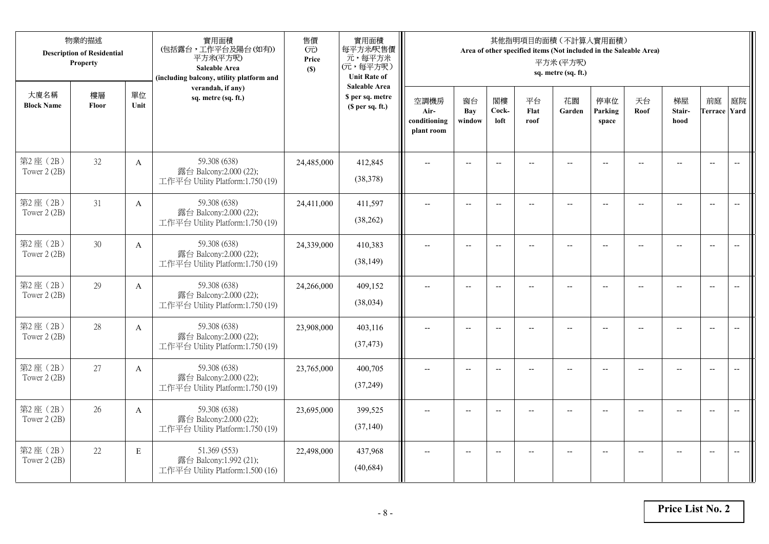| 物業的描述 Description of Residential Property | | | 實用面積 (包括露台，工作平台及陽台(如有)) 平方米(平方呎) Saleable Area (including balcony, utility platform and verandah, if any) sq. metre (sq. ft.) | 售價 (元) Price ($) | 實用面積 每平方米/呎售價 元，每平方米 (元，每平方呎) Unit Rate of Saleable Area $ per sq. metre ($ per sq. ft.) | 其他指明項目的面積（不計算入實用面積） Area of other specified items (Not included in the Saleable Area) 平方米 (平方呎) sq. metre (sq. ft.) | | | | | | | | | |
|---|---|---|---|---|---|---|---|---|---|---|---|---|---|---|---|
| 大廈名稱 Block Name | 樓層 Floor | 單位 Unit | | | | 空調機房 Air-conditioning plant room | 窗台 Bay window | 閣樓 Cock-loft | 平台 Flat roof | 花園 Garden | 停車位 Parking space | 天台 Roof | 梯屋 Stair-hood | 前庭 Terrace | 庭院 Yard |
| 第2座（2B） Tower 2 (2B) | 32 | A | 59.308 (638) 露台 Balcony:2.000 (22); 工作平台 Utility Platform:1.750 (19) | 24,485,000 | 412,845 (38,378) | -- | -- | -- | -- | -- | -- | -- | -- | -- | -- |
| 第2座（2B） Tower 2 (2B) | 31 | A | 59.308 (638) 露台 Balcony:2.000 (22); 工作平台 Utility Platform:1.750 (19) | 24,411,000 | 411,597 (38,262) | -- | -- | -- | -- | -- | -- | -- | -- | -- | -- |
| 第2座（2B） Tower 2 (2B) | 30 | A | 59.308 (638) 露台 Balcony:2.000 (22); 工作平台 Utility Platform:1.750 (19) | 24,339,000 | 410,383 (38,149) | -- | -- | -- | -- | -- | -- | -- | -- | -- | -- |
| 第2座（2B） Tower 2 (2B) | 29 | A | 59.308 (638) 露台 Balcony:2.000 (22); 工作平台 Utility Platform:1.750 (19) | 24,266,000 | 409,152 (38,034) | -- | -- | -- | -- | -- | -- | -- | -- | -- | -- |
| 第2座（2B） Tower 2 (2B) | 28 | A | 59.308 (638) 露台 Balcony:2.000 (22); 工作平台 Utility Platform:1.750 (19) | 23,908,000 | 403,116 (37,473) | -- | -- | -- | -- | -- | -- | -- | -- | -- | -- |
| 第2座（2B） Tower 2 (2B) | 27 | A | 59.308 (638) 露台 Balcony:2.000 (22); 工作平台 Utility Platform:1.750 (19) | 23,765,000 | 400,705 (37,249) | -- | -- | -- | -- | -- | -- | -- | -- | -- | -- |
| 第2座（2B） Tower 2 (2B) | 26 | A | 59.308 (638) 露台 Balcony:2.000 (22); 工作平台 Utility Platform:1.750 (19) | 23,695,000 | 399,525 (37,140) | -- | -- | -- | -- | -- | -- | -- | -- | -- | -- |
| 第2座（2B） Tower 2 (2B) | 22 | E | 51.369 (553) 露台 Balcony:1.992 (21); 工作平台 Utility Platform:1.500 (16) | 22,498,000 | 437,968 (40,684) | -- | -- | -- | -- | -- | -- | -- | -- | -- | -- |

**Price List No. 2**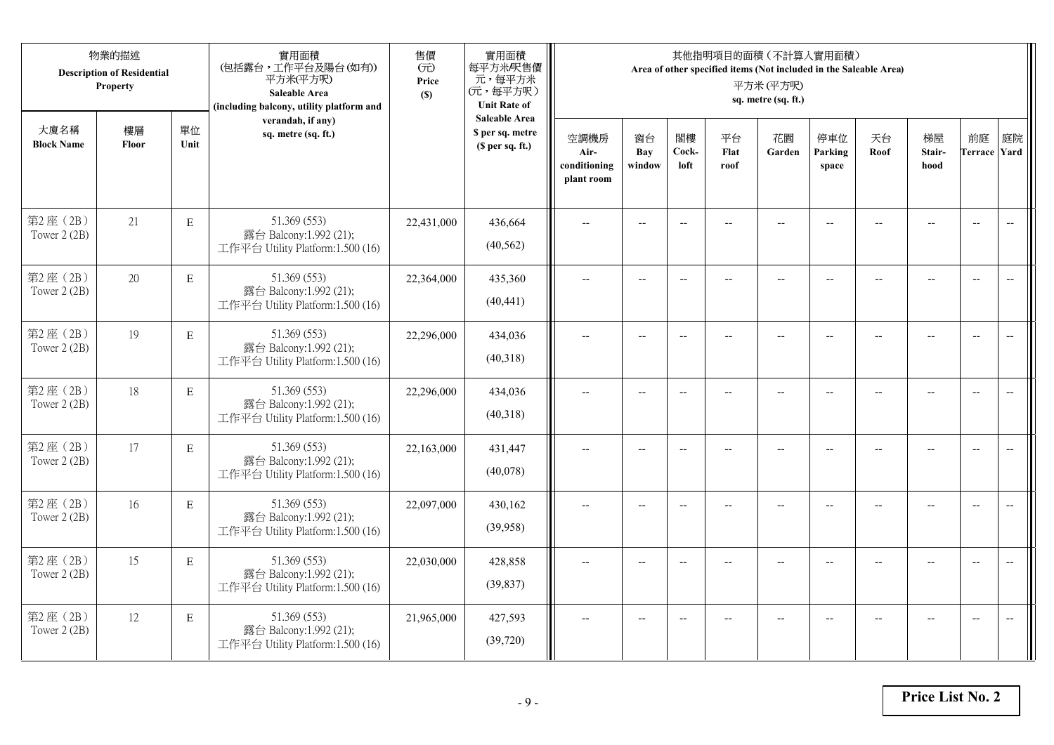| 物業的描述 Description of Residential Property | | | 實用面積 (包括露台，工作平台及陽台(如有)) 平方米(平方呎) Saleable Area (including balcony, utility platform and verandah, if any) sq. metre (sq. ft.) | 售價 (元) Price ($) | 實用面積 每平方米/呎售價 元，每平方米 (元，每平方呎) Unit Rate of Saleable Area $ per sq. metre ($ per sq. ft.) | 其他指明項目的面積（不計算入實用面積） Area of other specified items (Not included in the Saleable Area) 平方米 (平方呎) sq. metre (sq. ft.) | | | | | | | | | |
|---|---|---|---|---|---|---|---|---|---|---|---|---|---|---|---|
| 大廈名稱 Block Name | 樓層 Floor | 單位 Unit | | | | 空調機房 Air-conditioning plant room | 窗台 Bay window | 閣樓 Cock-loft | 平台 Flat roof | 花園 Garden | 停車位 Parking space | 天台 Roof | 梯屋 Stair-hood | 前庭 Terrace | 庭院 Yard |
| 第2座（2B） Tower 2 (2B) | 21 | E | 51.369 (553) 露台 Balcony:1.992 (21); 工作平台 Utility Platform:1.500 (16) | 22,431,000 | 436,664 (40,562) | -- | -- | -- | -- | -- | -- | -- | -- | -- | -- |
| 第2座（2B） Tower 2 (2B) | 20 | E | 51.369 (553) 露台 Balcony:1.992 (21); 工作平台 Utility Platform:1.500 (16) | 22,364,000 | 435,360 (40,441) | -- | -- | -- | -- | -- | -- | -- | -- | -- | -- |
| 第2座（2B） Tower 2 (2B) | 19 | E | 51.369 (553) 露台 Balcony:1.992 (21); 工作平台 Utility Platform:1.500 (16) | 22,296,000 | 434,036 (40,318) | -- | -- | -- | -- | -- | -- | -- | -- | -- | -- |
| 第2座（2B） Tower 2 (2B) | 18 | E | 51.369 (553) 露台 Balcony:1.992 (21); 工作平台 Utility Platform:1.500 (16) | 22,296,000 | 434,036 (40,318) | -- | -- | -- | -- | -- | -- | -- | -- | -- | -- |
| 第2座（2B） Tower 2 (2B) | 17 | E | 51.369 (553) 露台 Balcony:1.992 (21); 工作平台 Utility Platform:1.500 (16) | 22,163,000 | 431,447 (40,078) | -- | -- | -- | -- | -- | -- | -- | -- | -- | -- |
| 第2座（2B） Tower 2 (2B) | 16 | E | 51.369 (553) 露台 Balcony:1.992 (21); 工作平台 Utility Platform:1.500 (16) | 22,097,000 | 430,162 (39,958) | -- | -- | -- | -- | -- | -- | -- | -- | -- | -- |
| 第2座（2B） Tower 2 (2B) | 15 | E | 51.369 (553) 露台 Balcony:1.992 (21); 工作平台 Utility Platform:1.500 (16) | 22,030,000 | 428,858 (39,837) | -- | -- | -- | -- | -- | -- | -- | -- | -- | -- |
| 第2座（2B） Tower 2 (2B) | 12 | E | 51.369 (553) 露台 Balcony:1.992 (21); 工作平台 Utility Platform:1.500 (16) | 21,965,000 | 427,593 (39,720) | -- | -- | -- | -- | -- | -- | -- | -- | -- | -- |

**Price List No. 2**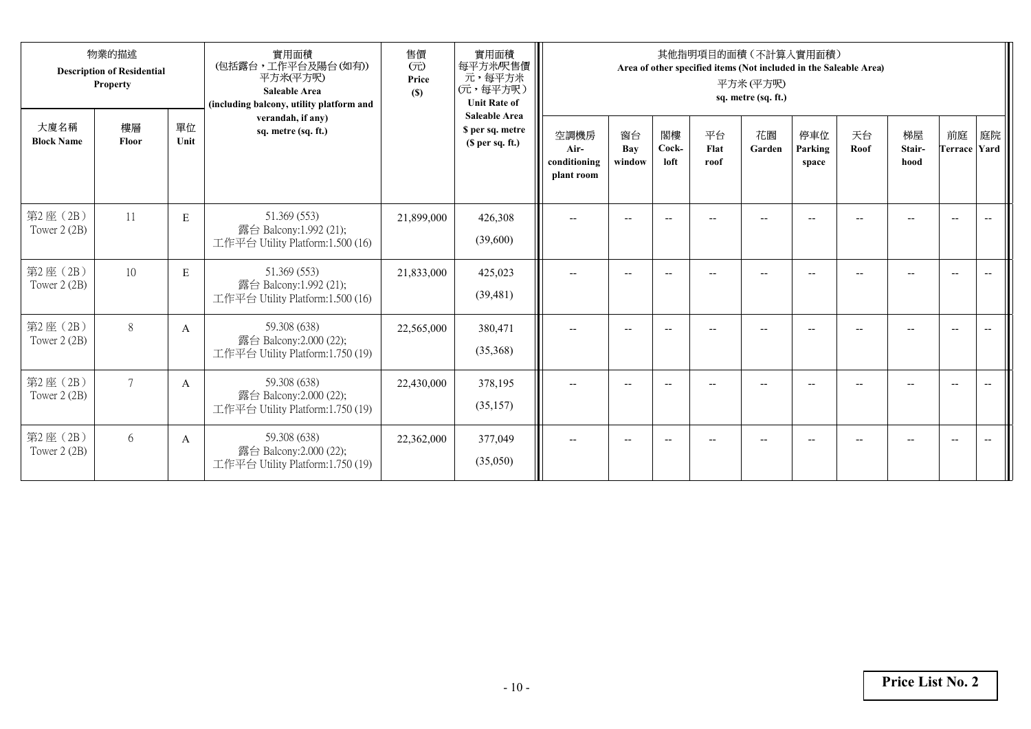| 物業的描述 Description of Residential Property | | | 實用面積 (包括露台，工作平台及陽台(如有)) 平方米(平方呎) Saleable Area (including balcony, utility platform and verandah, if any) sq. metre (sq. ft.) | 售價 (元) Price ($) | 實用面積 每平方米/呎售價 元，每平方米 (元，每平方呎) Unit Rate of Saleable Area $ per sq. metre ($ per sq. ft.) | 其他指明項目的面積（不計算入實用面積） Area of other specified items (Not included in the Saleable Area) 平方米 (平方呎) sq. metre (sq. ft.) | | | | | | | | | |
|---|---|---|---|---|---|---|---|---|---|---|---|---|---|---|---|
| 大廈名稱 Block Name | 樓層 Floor | 單位 Unit | | | | 空調機房 Air-conditioning plant room | 窗台 Bay window | 閣樓 Cock-loft | 平台 Flat roof | 花園 Garden | 停車位 Parking space | 天台 Roof | 梯屋 Stair-hood | 前庭 Terrace | 庭院 Yard |
| 第2座（2B） Tower 2 (2B) | 11 | E | 51.369 (553) 露台 Balcony:1.992 (21); 工作平台 Utility Platform:1.500 (16) | 21,899,000 | 426,308 (39,600) | -- | -- | -- | -- | -- | -- | -- | -- | -- | -- |
| 第2座（2B） Tower 2 (2B) | 10 | E | 51.369 (553) 露台 Balcony:1.992 (21); 工作平台 Utility Platform:1.500 (16) | 21,833,000 | 425,023 (39,481) | -- | -- | -- | -- | -- | -- | -- | -- | -- | -- |
| 第2座（2B） Tower 2 (2B) | 8 | A | 59.308 (638) 露台 Balcony:2.000 (22); 工作平台 Utility Platform:1.750 (19) | 22,565,000 | 380,471 (35,368) | -- | -- | -- | -- | -- | -- | -- | -- | -- | -- |
| 第2座（2B） Tower 2 (2B) | 7 | A | 59.308 (638) 露台 Balcony:2.000 (22); 工作平台 Utility Platform:1.750 (19) | 22,430,000 | 378,195 (35,157) | -- | -- | -- | -- | -- | -- | -- | -- | -- | -- |
| 第2座（2B） Tower 2 (2B) | 6 | A | 59.308 (638) 露台 Balcony:2.000 (22); 工作平台 Utility Platform:1.750 (19) | 22,362,000 | 377,049 (35,050) | -- | -- | -- | -- | -- | -- | -- | -- | -- | -- |

**Price List No. 2**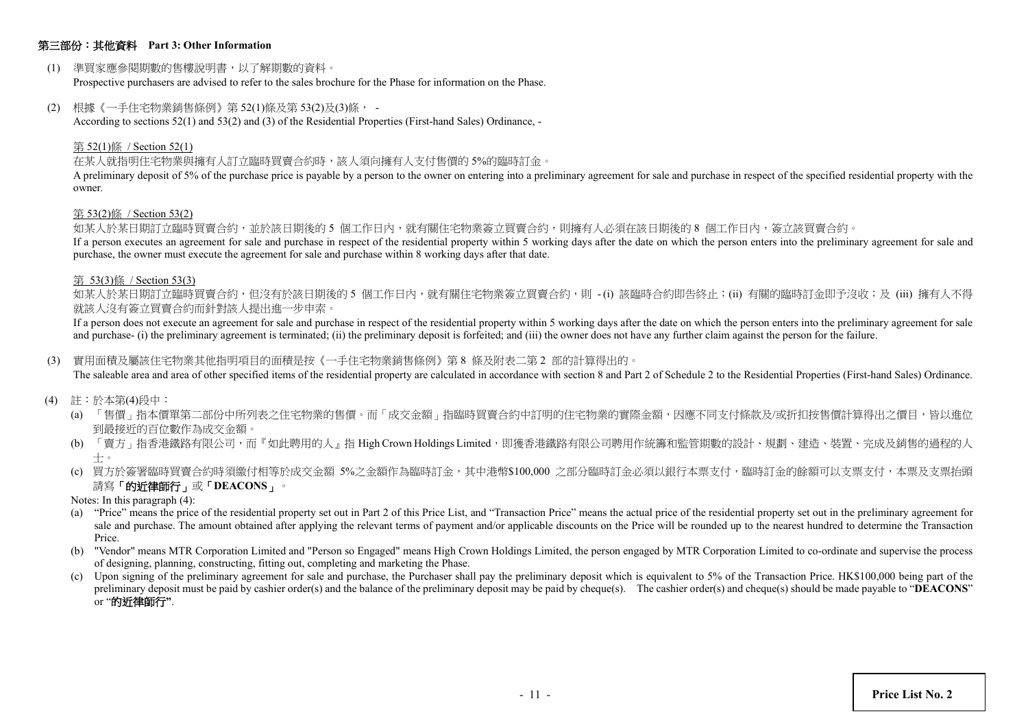## 第三部份：其他資料 Part 3: Other Information

(1) 準買家應參閱期數的售樓說明書，以了解期數的資料。
Prospective purchasers are advised to refer to the sales brochure for the Phase for information on the Phase.

(2) 根據《一手住宅物業銷售條例》第 52(1)條及第 53(2)及(3)條， -
According to sections 52(1) and 53(2) and (3) of the Residential Properties (First-hand Sales) Ordinance, -

第 52(1)條 / Section 52(1)

在某人就指明住宅物業與擁有人訂立臨時買賣合約時，該人須向擁有人支付售價的 5%的臨時訂金。
A preliminary deposit of 5% of the purchase price is payable by a person to the owner on entering into a preliminary agreement for sale and purchase in respect of the specified residential property with the owner.

第 53(2)條 / Section 53(2)

如某人於某日期訂立臨時買賣合約，並於該日期後的 5 個工作日內，就有關住宅物業簽立買賣合約，則擁有人必須在該日期後的 8 個工作日內，簽立該買賣合約。
If a person executes an agreement for sale and purchase in respect of the residential property within 5 working days after the date on which the person enters into the preliminary agreement for sale and purchase, the owner must execute the agreement for sale and purchase within 8 working days after that date.

第 53(3)條 / Section 53(3)

如某人於某日期訂立臨時買賣合約，但沒有於該日期後的 5 個工作日內，就有關住宅物業簽立買賣合約，則 - (i) 該臨時合約即告終止；(ii) 有關的臨時訂金即予沒收；及 (iii) 擁有人不得就該人沒有簽立買賣合約而針對該人提出進一步申索。
If a person does not execute an agreement for sale and purchase in respect of the residential property within 5 working days after the date on which the person enters into the preliminary agreement for sale and purchase- (i) the preliminary agreement is terminated; (ii) the preliminary deposit is forfeited; and (iii) the owner does not have any further claim against the person for the failure.

(3) 實用面積及屬該住宅物業其他指明項目的面積是按《一手住宅物業銷售條例》第 8 條及附表二第 2 部的計算得出的。
The saleable area and area of other specified items of the residential property are calculated in accordance with section 8 and Part 2 of Schedule 2 to the Residential Properties (First-hand Sales) Ordinance.

(4) 註：於本第(4)段中：

(a) 「售價」指本價單第二部份中所列表之住宅物業的售價。而「成交金額」指臨時買賣合約中訂明的住宅物業的實際金額，因應不同支付條款及/或折扣按售價計算得出之價目，皆以進位到最接近的百位數作為成交金額。

(b) 「賣方」指香港鐵路有限公司，而『如此聘用的人』指 High Crown Holdings Limited，即獲香港鐵路有限公司聘用作統籌和監管期數的設計、規劃、建造、裝置、完成及銷售的過程的人士。

(c) 買方於簽署臨時買賣合約時須繳付相等於成交金額 5%之金額作為臨時訂金，其中港幣$100,000 之部分臨時訂金必須以銀行本票支付，臨時訂金的餘額可以支票支付，本票及支票抬頭請寫**「的近律師行」**或**「DEACONS」**。

Notes: In this paragraph (4):

(a) "Price" means the price of the residential property set out in Part 2 of this Price List, and "Transaction Price" means the actual price of the residential property set out in the preliminary agreement for sale and purchase. The amount obtained after applying the relevant terms of payment and/or applicable discounts on the Price will be rounded up to the nearest hundred to determine the Transaction Price.

(b) "Vendor" means MTR Corporation Limited and "Person so Engaged" means High Crown Holdings Limited, the person engaged by MTR Corporation Limited to co-ordinate and supervise the process of designing, planning, constructing, fitting out, completing and marketing the Phase.

(c) Upon signing of the preliminary agreement for sale and purchase, the Purchaser shall pay the preliminary deposit which is equivalent to 5% of the Transaction Price. HK$100,000 being part of the preliminary deposit must be paid by cashier order(s) and the balance of the preliminary deposit may be paid by cheque(s). The cashier order(s) and cheque(s) should be made payable to "**DEACONS**" or "**的近律師行**".

**Price List No. 2**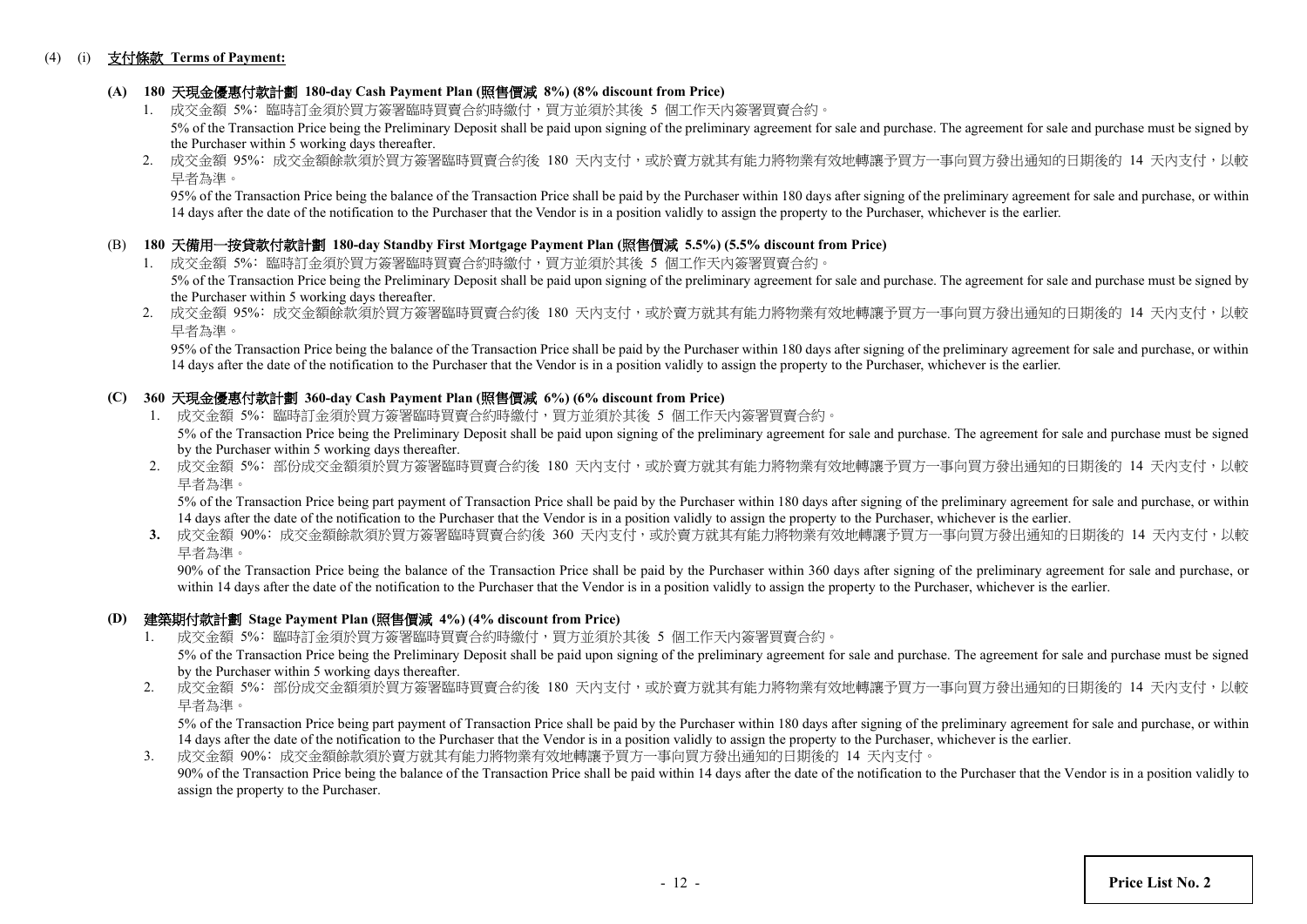(4) (i) **支付條款 Terms of Payment:**

**(A) 180 天現金優惠付款計劃 180-day Cash Payment Plan (照售價減 8%) (8% discount from Price)**

1. 成交金額 5%﹕臨時訂金須於買方簽署臨時買賣合約時繳付，買方並須於其後 5 個工作天內簽署買賣合約。

   5% of the Transaction Price being the Preliminary Deposit shall be paid upon signing of the preliminary agreement for sale and purchase. The agreement for sale and purchase must be signed by the Purchaser within 5 working days thereafter.

2. 成交金額 95%﹕成交金額餘款須於買方簽署臨時買賣合約後 180 天內支付，或於賣方就其有能力將物業有效地轉讓予買方一事向買方發出通知的日期後的 14 天內支付，以較早者為準。

   95% of the Transaction Price being the balance of the Transaction Price shall be paid by the Purchaser within 180 days after signing of the preliminary agreement for sale and purchase, or within 14 days after the date of the notification to the Purchaser that the Vendor is in a position validly to assign the property to the Purchaser, whichever is the earlier.

(B) **180 天備用一按貸款付款計劃 180-day Standby First Mortgage Payment Plan (照售價減 5.5%) (5.5% discount from Price)**

1. 成交金額 5%﹕臨時訂金須於買方簽署臨時買賣合約時繳付，買方並須於其後 5 個工作天內簽署買賣合約。

   5% of the Transaction Price being the Preliminary Deposit shall be paid upon signing of the preliminary agreement for sale and purchase. The agreement for sale and purchase must be signed by the Purchaser within 5 working days thereafter.

2. 成交金額 95%﹕成交金額餘款須於買方簽署臨時買賣合約後 180 天內支付，或於賣方就其有能力將物業有效地轉讓予買方一事向買方發出通知的日期後的 14 天內支付，以較早者為準。

   95% of the Transaction Price being the balance of the Transaction Price shall be paid by the Purchaser within 180 days after signing of the preliminary agreement for sale and purchase, or within 14 days after the date of the notification to the Purchaser that the Vendor is in a position validly to assign the property to the Purchaser, whichever is the earlier.

**(C) 360 天現金優惠付款計劃 360-day Cash Payment Plan (照售價減 6%) (6% discount from Price)**

1. 成交金額 5%﹕臨時訂金須於買方簽署臨時買賣合約時繳付，買方並須於其後 5 個工作天內簽署買賣合約。

   5% of the Transaction Price being the Preliminary Deposit shall be paid upon signing of the preliminary agreement for sale and purchase. The agreement for sale and purchase must be signed by the Purchaser within 5 working days thereafter.

2. 成交金額 5%﹕部份成交金額須於買方簽署臨時買賣合約後 180 天內支付，或於賣方就其有能力將物業有效地轉讓予買方一事向買方發出通知的日期後的 14 天內支付，以較早者為準。

   5% of the Transaction Price being part payment of Transaction Price shall be paid by the Purchaser within 180 days after signing of the preliminary agreement for sale and purchase, or within 14 days after the date of the notification to the Purchaser that the Vendor is in a position validly to assign the property to the Purchaser, whichever is the earlier.

3. 成交金額 90%﹕成交金額餘款須於買方簽署臨時買賣合約後 360 天內支付，或於賣方就其有能力將物業有效地轉讓予買方一事向買方發出通知的日期後的 14 天內支付，以較早者為準。

   90% of the Transaction Price being the balance of the Transaction Price shall be paid by the Purchaser within 360 days after signing of the preliminary agreement for sale and purchase, or within 14 days after the date of the notification to the Purchaser that the Vendor is in a position validly to assign the property to the Purchaser, whichever is the earlier.

**(D) 建築期付款計劃 Stage Payment Plan (照售價減 4%) (4% discount from Price)**

1. 成交金額 5%﹕臨時訂金須於買方簽署臨時買賣合約時繳付，買方並須於其後 5 個工作天內簽署買賣合約。

   5% of the Transaction Price being the Preliminary Deposit shall be paid upon signing of the preliminary agreement for sale and purchase. The agreement for sale and purchase must be signed by the Purchaser within 5 working days thereafter.

2. 成交金額 5%﹕部份成交金額須於買方簽署臨時買賣合約後 180 天內支付，或於賣方就其有能力將物業有效地轉讓予買方一事向買方發出通知的日期後的 14 天內支付，以較早者為準。

   5% of the Transaction Price being part payment of Transaction Price shall be paid by the Purchaser within 180 days after signing of the preliminary agreement for sale and purchase, or within 14 days after the date of the notification to the Purchaser that the Vendor is in a position validly to assign the property to the Purchaser, whichever is the earlier.

3. 成交金額 90%﹕成交金額餘款須於賣方就其有能力將物業有效地轉讓予買方一事向買方發出通知的日期後的 14 天內支付。

   90% of the Transaction Price being the balance of the Transaction Price shall be paid within 14 days after the date of the notification to the Purchaser that the Vendor is in a position validly to assign the property to the Purchaser.

**Price List No. 2**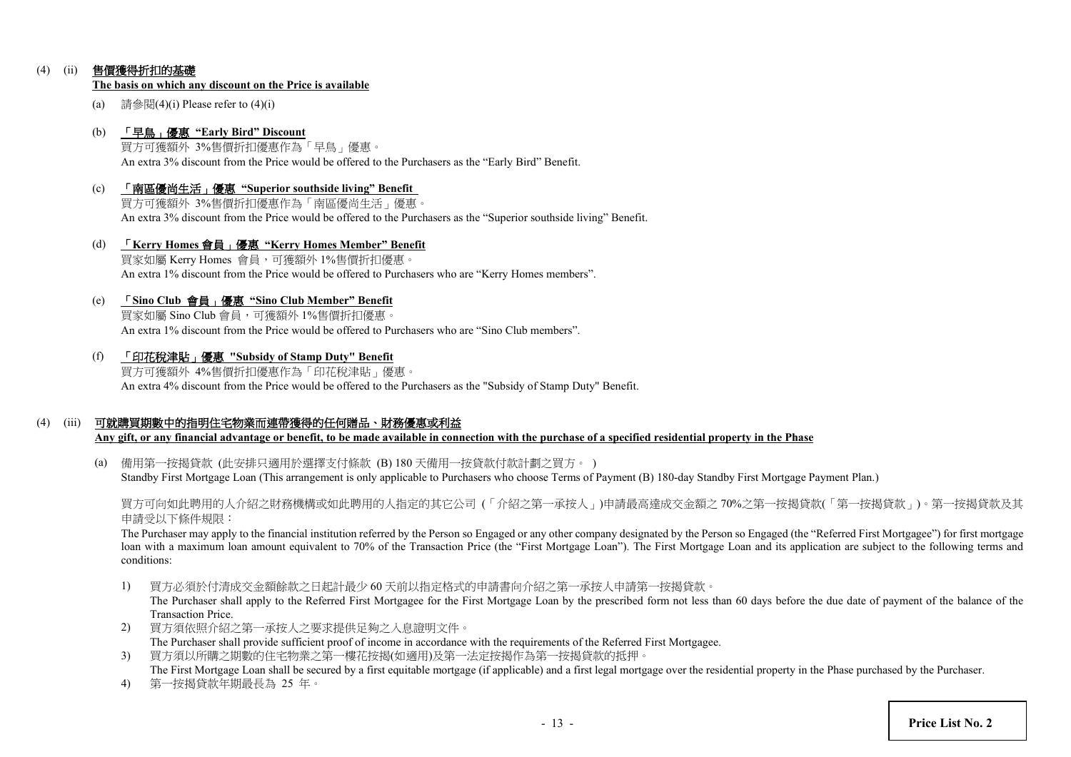(4) (ii) **售價獲得折扣的基礎**
**The basis on which any discount on the Price is available**

(a) 請參閱(4)(i) Please refer to (4)(i)

(b) **「早鳥」優惠 “Early Bird” Discount**
買方可獲額外 3%售價折扣優惠作為「早鳥」優惠。
An extra 3% discount from the Price would be offered to the Purchasers as the “Early Bird” Benefit.

(c) **「南區優尚生活」優惠 “Superior southside living” Benefit**
買方可獲額外 3%售價折扣優惠作為「南區優尚生活」優惠。
An extra 3% discount from the Price would be offered to the Purchasers as the “Superior southside living” Benefit.

(d) **「Kerry Homes 會員」優惠 “Kerry Homes Member” Benefit**
買家如屬 Kerry Homes 會員，可獲額外 1%售價折扣優惠。
An extra 1% discount from the Price would be offered to Purchasers who are “Kerry Homes members”.

(e) **「Sino Club 會員」優惠 “Sino Club Member” Benefit**
買家如屬 Sino Club 會員，可獲額外 1%售價折扣優惠。
An extra 1% discount from the Price would be offered to Purchasers who are “Sino Club members”.

(f) **「印花稅津貼」優惠 "Subsidy of Stamp Duty" Benefit**
買方可獲額外 4%售價折扣優惠作為「印花稅津貼」優惠。
An extra 4% discount from the Price would be offered to the Purchasers as the "Subsidy of Stamp Duty" Benefit.

(4) (iii) **可就購買期數中的指明住宅物業而連帶獲得的任何贈品、財務優惠或利益**
**Any gift, or any financial advantage or benefit, to be made available in connection with the purchase of a specified residential property in the Phase**

(a) 備用第一按揭貸款 (此安排只適用於選擇支付條款 (B) 180 天備用一按貸款付款計劃之買方。 )
Standby First Mortgage Loan (This arrangement is only applicable to Purchasers who choose Terms of Payment (B) 180-day Standby First Mortgage Payment Plan.)

買方可向如此聘用的人介紹之財務機構或如此聘用的人指定的其它公司 (「介紹之第一承按人」)申請最高達成交金額之 70%之第一按揭貸款(「第一按揭貸款」)。第一按揭貸款及其申請受以下條件規限：
The Purchaser may apply to the financial institution referred by the Person so Engaged or any other company designated by the Person so Engaged (the “Referred First Mortgagee”) for first mortgage loan with a maximum loan amount equivalent to 70% of the Transaction Price (the “First Mortgage Loan”). The First Mortgage Loan and its application are subject to the following terms and conditions:

1) 買方必須於付清成交金額餘款之日起計最少 60 天前以指定格式的申請書向介紹之第一承按人申請第一按揭貸款。
The Purchaser shall apply to the Referred First Mortgagee for the First Mortgage Loan by the prescribed form not less than 60 days before the due date of payment of the balance of the Transaction Price.
2) 買方須依照介紹之第一承按人之要求提供足夠之入息證明文件。
The Purchaser shall provide sufficient proof of income in accordance with the requirements of the Referred First Mortgagee.
3) 買方須以所購之期數的住宅物業之第一樓花按揭(如適用)及第一法定按揭作為第一按揭貸款的抵押。
The First Mortgage Loan shall be secured by a first equitable mortgage (if applicable) and a first legal mortgage over the residential property in the Phase purchased by the Purchaser.
4) 第一按揭貸款年期最長為 25 年。

Price List No. 2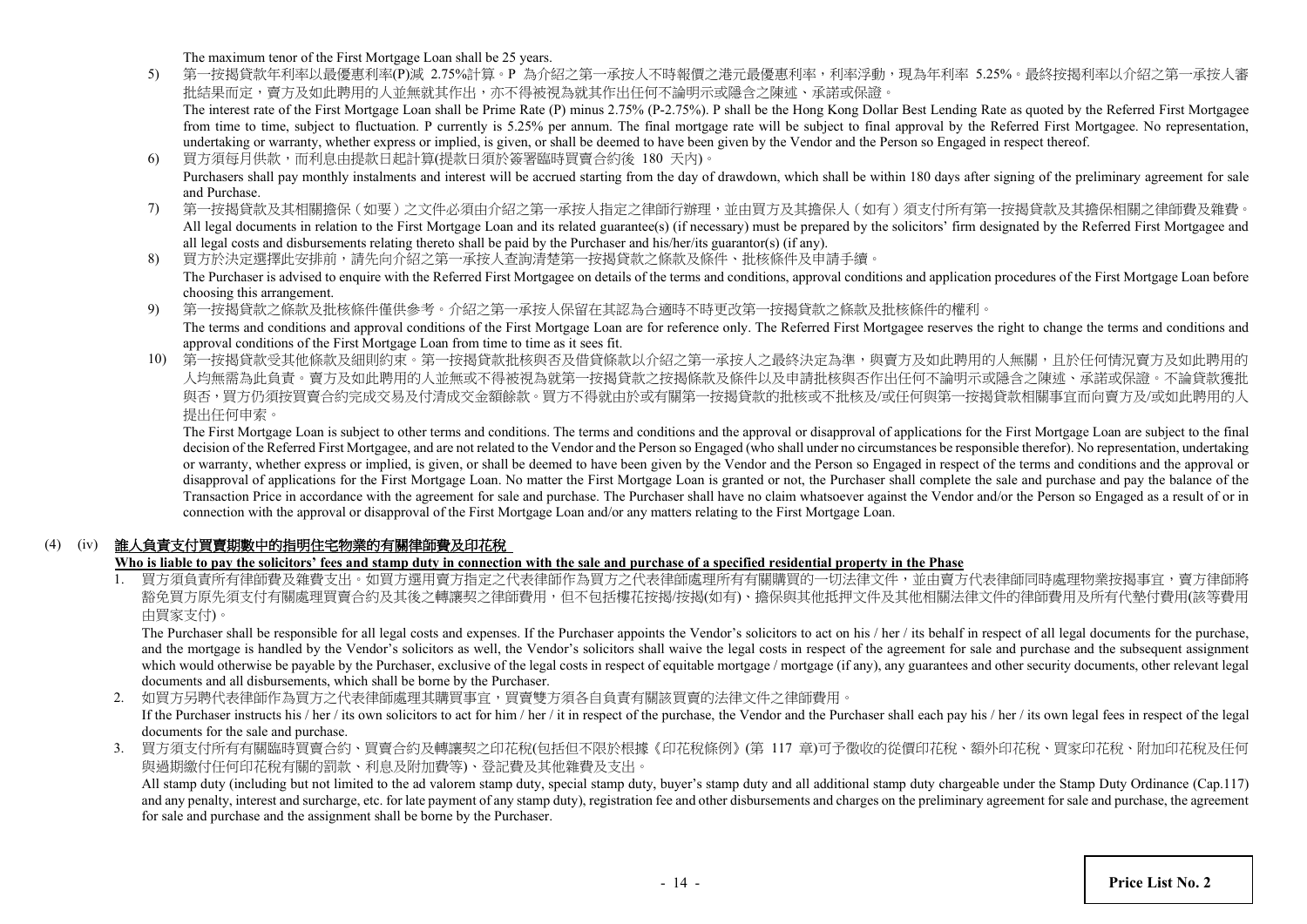The maximum tenor of the First Mortgage Loan shall be 25 years.

5) 第一按揭貸款年利率以最優惠利率(P)減 2.75%計算。P 為介紹之第一承按人不時報價之港元最優惠利率，利率浮動，現為年利率 5.25%。最終按揭利率以介紹之第一承按人審批結果而定，賣方及如此聘用的人並無就其作出，亦不得被視為就其作出任何不論明示或隱含之陳述、承諾或保證。

   The interest rate of the First Mortgage Loan shall be Prime Rate (P) minus 2.75% (P-2.75%). P shall be the Hong Kong Dollar Best Lending Rate as quoted by the Referred First Mortgagee from time to time, subject to fluctuation. P currently is 5.25% per annum. The final mortgage rate will be subject to final approval by the Referred First Mortgagee. No representation, undertaking or warranty, whether express or implied, is given, or shall be deemed to have been given by the Vendor and the Person so Engaged in respect thereof.

6) 買方須每月供款，而利息由提款日起計算(提款日須於簽署臨時買賣合約後 180 天內)。

   Purchasers shall pay monthly instalments and interest will be accrued starting from the day of drawdown, which shall be within 180 days after signing of the preliminary agreement for sale and Purchase.

7) 第一按揭貸款及其相關擔保（如要）之文件必須由介紹之第一承按人指定之律師行辦理，並由買方及其擔保人（如有）須支付所有第一按揭貸款及其擔保相關之律師費及雜費。

   All legal documents in relation to the First Mortgage Loan and its related guarantee(s) (if necessary) must be prepared by the solicitors' firm designated by the Referred First Mortgagee and all legal costs and disbursements relating thereto shall be paid by the Purchaser and his/her/its guarantor(s) (if any).

8) 買方於決定選擇此安排前，請先向介紹之第一承按人查詢清楚第一按揭貸款之條款及條件、批核條件及申請手續。

   The Purchaser is advised to enquire with the Referred First Mortgagee on details of the terms and conditions, approval conditions and application procedures of the First Mortgage Loan before choosing this arrangement.

9) 第一按揭貸款之條款及批核條件僅供參考。介紹之第一承按人保留在其認為合適時不時更改第一按揭貸款之條款及批核條件的權利。

   The terms and conditions and approval conditions of the First Mortgage Loan are for reference only. The Referred First Mortgagee reserves the right to change the terms and conditions and approval conditions of the First Mortgage Loan from time to time as it sees fit.

10) 第一按揭貸款受其他條款及細則約束。第一按揭貸款批核與否及借貸條款以介紹之第一承按人之最終決定為準，與賣方及如此聘用的人無關，且於任何情況賣方及如此聘用的人均無需為此負責。賣方及如此聘用的人並無或不得被視為就第一按揭貸款之按揭條款及條件以及申請批核與否作出任何不論明示或隱含之陳述、承諾或保證。不論貸款獲批與否，買方仍須按買賣合約完成交易及付清成交金額餘款。買方不得就由於或有關第一按揭貸款的批核或不批核及/或任何與第一按揭貸款相關事宜而向賣方及/或如此聘用的人提出任何申索。

    The First Mortgage Loan is subject to other terms and conditions. The terms and conditions and the approval or disapproval of applications for the First Mortgage Loan are subject to the final decision of the Referred First Mortgagee, and are not related to the Vendor and the Person so Engaged (who shall under no circumstances be responsible therefor). No representation, undertaking or warranty, whether express or implied, is given, or shall be deemed to have been given by the Vendor and the Person so Engaged in respect of the terms and conditions and the approval or disapproval of applications for the First Mortgage Loan. No matter the First Mortgage Loan is granted or not, the Purchaser shall complete the sale and purchase and pay the balance of the Transaction Price in accordance with the agreement for sale and purchase. The Purchaser shall have no claim whatsoever against the Vendor and/or the Person so Engaged as a result of or in connection with the approval or disapproval of the First Mortgage Loan and/or any matters relating to the First Mortgage Loan.

## (4) (iv) 誰人負責支付買賣期數中的指明住宅物業的有關律師費及印花稅
## Who is liable to pay the solicitors' fees and stamp duty in connection with the sale and purchase of a specified residential property in the Phase

1. 買方須負責所有律師費及雜費支出。如買方選用賣方指定之代表律師作為買方之代表律師處理所有有關購買的一切法律文件，並由賣方代表律師同時處理物業按揭事宜，賣方律師將豁免買方原先須支付有關處理買賣合約及其後之轉讓契之律師費用，但不包括樓花按揭/按揭(如有)、擔保與其他抵押文件及其他相關法律文件的律師費用及所有代墊付費用(該等費用由買家支付)。

   The Purchaser shall be responsible for all legal costs and expenses. If the Purchaser appoints the Vendor's solicitors to act on his / her / its behalf in respect of all legal documents for the purchase, and the mortgage is handled by the Vendor's solicitors as well, the Vendor's solicitors shall waive the legal costs in respect of the agreement for sale and purchase and the subsequent assignment which would otherwise be payable by the Purchaser, exclusive of the legal costs in respect of equitable mortgage / mortgage (if any), any guarantees and other security documents, other relevant legal documents and all disbursements, which shall be borne by the Purchaser.

2. 如買方另聘代表律師作為買方之代表律師處理其購買事宜，買賣雙方須各自負責有關該買賣的法律文件之律師費用。

   If the Purchaser instructs his / her / its own solicitors to act for him / her / it in respect of the purchase, the Vendor and the Purchaser shall each pay his / her / its own legal fees in respect of the legal documents for the sale and purchase.

3. 買方須支付所有有關臨時買賣合約、買賣合約及轉讓契之印花稅(包括但不限於根據《印花稅條例》(第 117 章)可予徵收的從價印花稅、額外印花稅、買家印花稅、附加印花稅及任何與過期繳付任何印花稅有關的罰款、利息及附加費等)、登記費及其他雜費及支出。

   All stamp duty (including but not limited to the ad valorem stamp duty, special stamp duty, buyer's stamp duty and all additional stamp duty chargeable under the Stamp Duty Ordinance (Cap.117) and any penalty, interest and surcharge, etc. for late payment of any stamp duty), registration fee and other disbursements and charges on the preliminary agreement for sale and purchase, the agreement for sale and purchase and the assignment shall be borne by the Purchaser.

**Price List No. 2**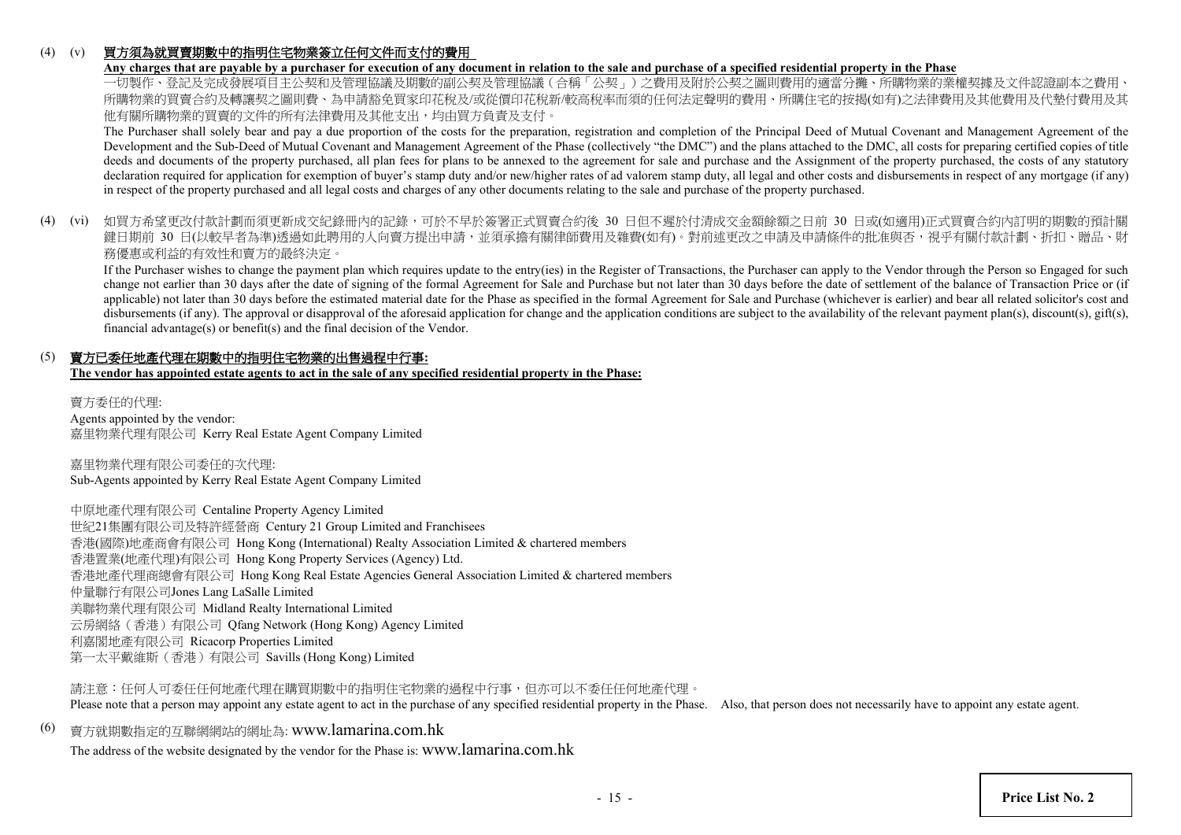(4) (v) **買方須為就買賣期數中的指明住宅物業簽立任何文件而支付的費用**

**Any charges that are payable by a purchaser for execution of any document in relation to the sale and purchase of a specified residential property in the Phase**

一切製作、登記及完成發展項目主公契和及管理協議及期數的副公契及管理協議（合稱「公契」）之費用及附於公契之圖則費用的適當分攤、所購物業的業權契據及文件認證副本之費用、所購物業的買賣合約及轉讓契之圖則費、為申請豁免買家印花稅及/或從價印花稅新/較高稅率而須的任何法定聲明的費用、所購住宅的按揭(如有)之法律費用及其他費用及代墊付費用及其他有關所購物業的買賣的文件的所有法律費用及其他支出，均由買方負責及支付。

The Purchaser shall solely bear and pay a due proportion of the costs for the preparation, registration and completion of the Principal Deed of Mutual Covenant and Management Agreement of the Development and the Sub-Deed of Mutual Covenant and Management Agreement of the Phase (collectively "the DMC") and the plans attached to the DMC, all costs for preparing certified copies of title deeds and documents of the property purchased, all plan fees for plans to be annexed to the agreement for sale and purchase and the Assignment of the property purchased, the costs of any statutory declaration required for application for exemption of buyer's stamp duty and/or new/higher rates of ad valorem stamp duty, all legal and other costs and disbursements in respect of any mortgage (if any) in respect of the property purchased and all legal costs and charges of any other documents relating to the sale and purchase of the property purchased.

(4) (vi) 如買方希望更改付款計劃而須更新成交紀錄冊內的記錄，可於不早於簽署正式買賣合約後 30 日但不遲於付清成交金額餘額之日前 30 日或(如適用)正式買賣合約內訂明的期數的預計關鍵日期前 30 日(以較早者為準)透過如此聘用的人向賣方提出申請，並須承擔有關律師費用及雜費(如有)。對前述更改之申請及申請條件的批准與否，視乎有關付款計劃、折扣、贈品、財務優惠或利益的有效性和賣方的最終決定。

If the Purchaser wishes to change the payment plan which requires update to the entry(ies) in the Register of Transactions, the Purchaser can apply to the Vendor through the Person so Engaged for such change not earlier than 30 days after the date of signing of the formal Agreement for Sale and Purchase but not later than 30 days before the date of settlement of the balance of Transaction Price or (if applicable) not later than 30 days before the estimated material date for the Phase as specified in the formal Agreement for Sale and Purchase (whichever is earlier) and bear all related solicitor's cost and disbursements (if any). The approval or disapproval of the aforesaid application for change and the application conditions are subject to the availability of the relevant payment plan(s), discount(s), gift(s), financial advantage(s) or benefit(s) and the final decision of the Vendor.

(5) **賣方已委任地產代理在期數中的指明住宅物業的出售過程中行事:**

**The vendor has appointed estate agents to act in the sale of any specified residential property in the Phase:**

賣方委任的代理:
Agents appointed by the vendor:
嘉里物業代理有限公司 Kerry Real Estate Agent Company Limited

嘉里物業代理有限公司委任的次代理:
Sub-Agents appointed by Kerry Real Estate Agent Company Limited

中原地產代理有限公司 Centaline Property Agency Limited
世紀21集團有限公司及特許經營商 Century 21 Group Limited and Franchisees
香港(國際)地產商會有限公司 Hong Kong (International) Realty Association Limited & chartered members
香港置業(地產代理)有限公司 Hong Kong Property Services (Agency) Ltd.
香港地產代理商總會有限公司 Hong Kong Real Estate Agencies General Association Limited & chartered members
仲量聯行有限公司Jones Lang LaSalle Limited
美聯物業代理有限公司 Midland Realty International Limited
云房網絡（香港）有限公司 Qfang Network (Hong Kong) Agency Limited
利嘉閣地產有限公司 Ricacorp Properties Limited
第一太平戴維斯（香港）有限公司 Savills (Hong Kong) Limited

請注意：任何人可委任任何地產代理在購買期數中的指明住宅物業的過程中行事，但亦可以不委任任何地產代理。
Please note that a person may appoint any estate agent to act in the purchase of any specified residential property in the Phase. Also, that person does not necessarily have to appoint any estate agent.

(6) 賣方就期數指定的互聯網網站的網址為: www.lamarina.com.hk
The address of the website designated by the vendor for the Phase is: www.lamarina.com.hk

Price List No. 2